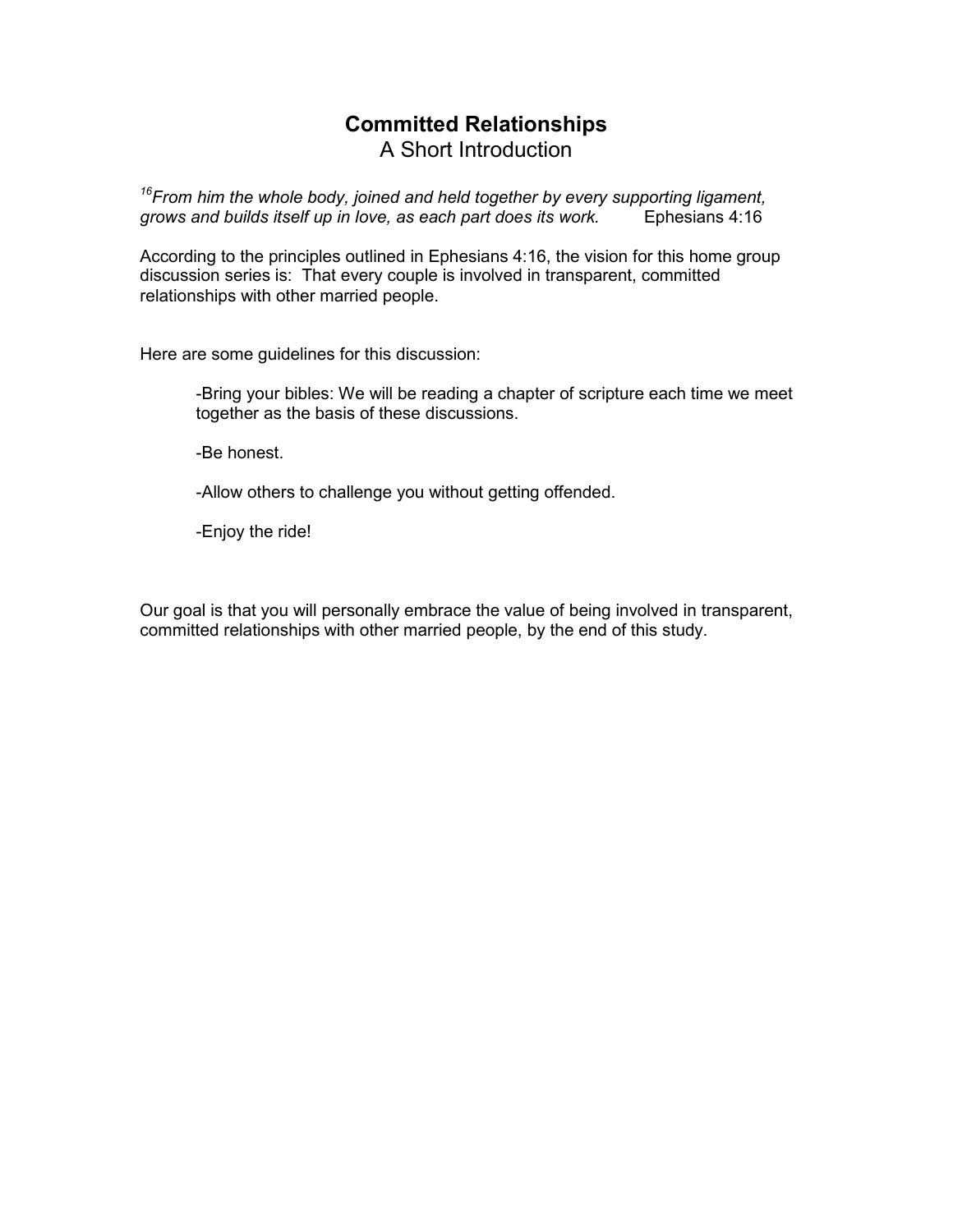# Committed Relationships

## A Short Introduction

*[16]From him the whole body, joined and held together by every supporting ligament, grows and builds itself up in love, as each part does its work.* Ephesians 4:16

According to the principles outlined in Ephesians 4:16, the vision for this home group discussion series is: That every couple is involved in transparent, committed relationships with other married people.

Here are some guidelines for this discussion:

- Bring your bibles: We will be reading a chapter of scripture each time we meet together as the basis of these discussions.
- Be honest.
- Allow others to challenge you without getting offended.
- Enjoy the ride!

Our goal is that you will personally embrace the value of being involved in transparent, committed relationships with other married people, by the end of this study.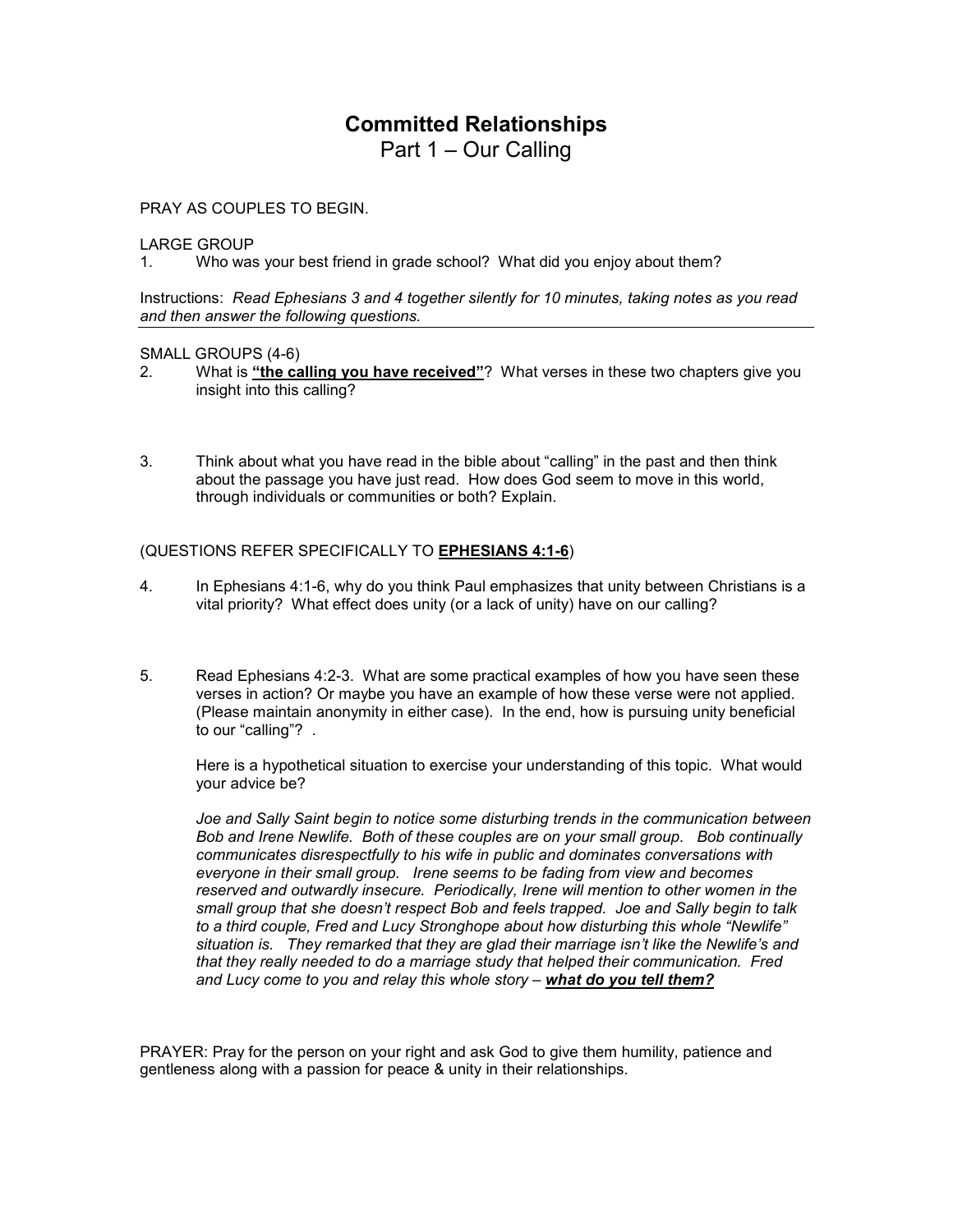# Committed Relationships

## Part 1 – Our Calling

PRAY AS COUPLES TO BEGIN.

LARGE GROUP

1. Who was your best friend in grade school? What did you enjoy about them?

Instructions: *Read Ephesians 3 and 4 together silently for 10 minutes, taking notes as you read and then answer the following questions.*

---

SMALL GROUPS (4-6)

2. What is **<u>"the calling you have received"</u>**? What verses in these two chapters give you insight into this calling?

3. Think about what you have read in the bible about "calling" in the past and then think about the passage you have just read. How does God seem to move in this world, through individuals or communities or both? Explain.

(QUESTIONS REFER SPECIFICALLY TO **<u>EPHESIANS 4:1-6</u>**)

4. In Ephesians 4:1-6, why do you think Paul emphasizes that unity between Christians is a vital priority? What effect does unity (or a lack of unity) have on our calling?

5. Read Ephesians 4:2-3. What are some practical examples of how you have seen these verses in action? Or maybe you have an example of how these verse were not applied. (Please maintain anonymity in either case). In the end, how is pursuing unity beneficial to our "calling"? .

   Here is a hypothetical situation to exercise your understanding of this topic. What would your advice be?

   *Joe and Sally Saint begin to notice some disturbing trends in the communication between Bob and Irene Newlife. Both of these couples are on your small group. Bob continually communicates disrespectfully to his wife in public and dominates conversations with everyone in their small group. Irene seems to be fading from view and becomes reserved and outwardly insecure. Periodically, Irene will mention to other women in the small group that she doesn't respect Bob and feels trapped. Joe and Sally begin to talk to a third couple, Fred and Lucy Stronghope about how disturbing this whole "Newlife" situation is. They remarked that they are glad their marriage isn't like the Newlife's and that they really needed to do a marriage study that helped their communication. Fred and Lucy come to you and relay this whole story –* ***<u>what do you tell them?</u>***

PRAYER: Pray for the person on your right and ask God to give them humility, patience and gentleness along with a passion for peace & unity in their relationships.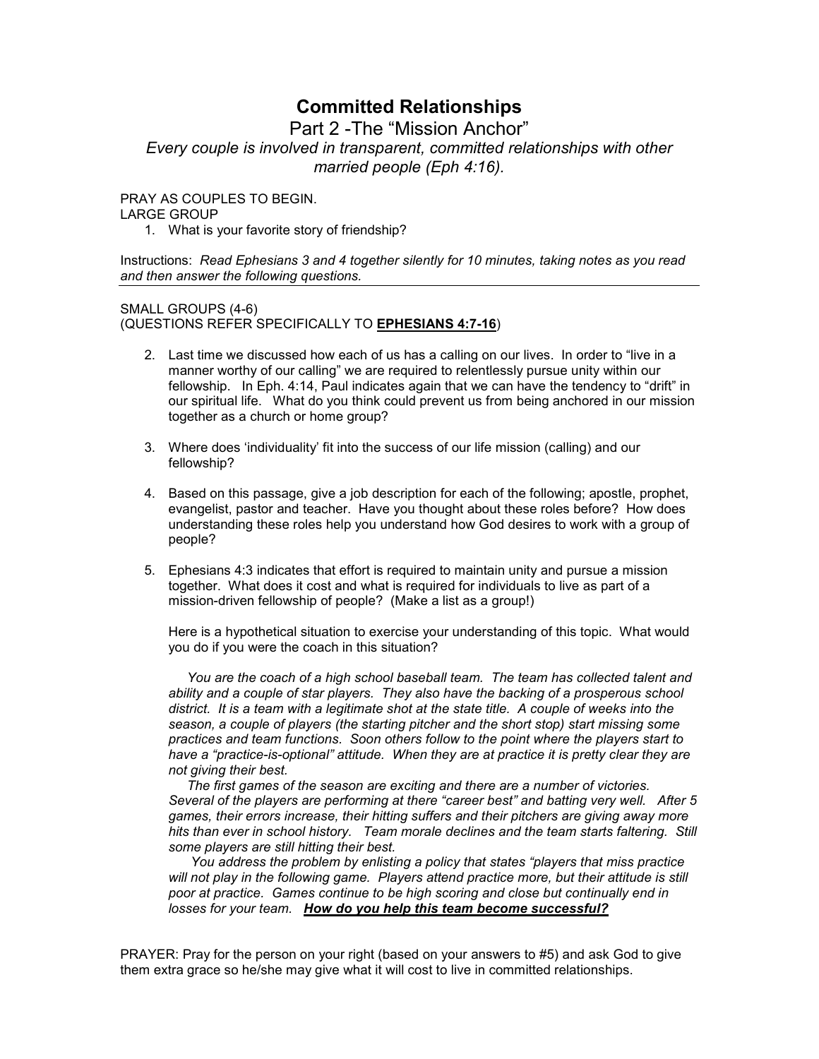# Committed Relationships

## Part 2 -The “Mission Anchor”

*Every couple is involved in transparent, committed relationships with other married people (Eph 4:16).*

PRAY AS COUPLES TO BEGIN.
LARGE GROUP

1. What is your favorite story of friendship?

Instructions: *Read Ephesians 3 and 4 together silently for 10 minutes, taking notes as you read and then answer the following questions.*

---

SMALL GROUPS (4-6)
(QUESTIONS REFER SPECIFICALLY TO **EPHESIANS 4:7-16**)

2. Last time we discussed how each of us has a calling on our lives. In order to “live in a manner worthy of our calling” we are required to relentlessly pursue unity within our fellowship. In Eph. 4:14, Paul indicates again that we can have the tendency to “drift” in our spiritual life. What do you think could prevent us from being anchored in our mission together as a church or home group?

3. Where does ‘individuality’ fit into the success of our life mission (calling) and our fellowship?

4. Based on this passage, give a job description for each of the following; apostle, prophet, evangelist, pastor and teacher. Have you thought about these roles before? How does understanding these roles help you understand how God desires to work with a group of people?

5. Ephesians 4:3 indicates that effort is required to maintain unity and pursue a mission together. What does it cost and what is required for individuals to live as part of a mission-driven fellowship of people? (Make a list as a group!)

   Here is a hypothetical situation to exercise your understanding of this topic. What would you do if you were the coach in this situation?

   *You are the coach of a high school baseball team. The team has collected talent and ability and a couple of star players. They also have the backing of a prosperous school district. It is a team with a legitimate shot at the state title. A couple of weeks into the season, a couple of players (the starting pitcher and the short stop) start missing some practices and team functions. Soon others follow to the point where the players start to have a “practice-is-optional” attitude. When they are at practice it is pretty clear they are not giving their best.*

   *The first games of the season are exciting and there are a number of victories. Several of the players are performing at there “career best” and batting very well. After 5 games, their errors increase, their hitting suffers and their pitchers are giving away more hits than ever in school history. Team morale declines and the team starts faltering. Still some players are still hitting their best.*

   *You address the problem by enlisting a policy that states “players that miss practice will not play in the following game. Players attend practice more, but their attitude is still poor at practice. Games continue to be high scoring and close but continually end in losses for your team.* ***How do you help this team become successful?***

PRAYER: Pray for the person on your right (based on your answers to #5) and ask God to give them extra grace so he/she may give what it will cost to live in committed relationships.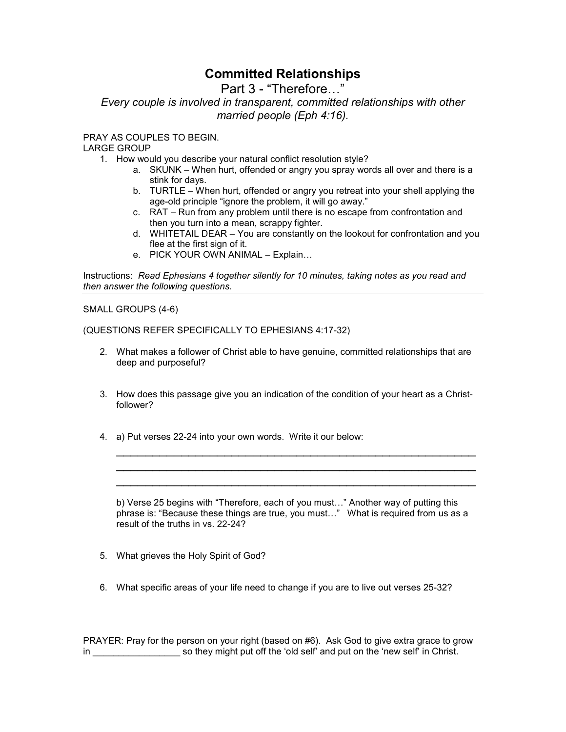# Committed Relationships

## Part 3 - "Therefore…"

*Every couple is involved in transparent, committed relationships with other married people (Eph 4:16).*

PRAY AS COUPLES TO BEGIN.
LARGE GROUP

1. How would you describe your natural conflict resolution style?
   a. SKUNK – When hurt, offended or angry you spray words all over and there is a stink for days.
   b. TURTLE – When hurt, offended or angry you retreat into your shell applying the age-old principle "ignore the problem, it will go away."
   c. RAT – Run from any problem until there is no escape from confrontation and then you turn into a mean, scrappy fighter.
   d. WHITETAIL DEAR – You are constantly on the lookout for confrontation and you flee at the first sign of it.
   e. PICK YOUR OWN ANIMAL – Explain…

Instructions: *Read Ephesians 4 together silently for 10 minutes, taking notes as you read and then answer the following questions.*

---

SMALL GROUPS (4-6)

(QUESTIONS REFER SPECIFICALLY TO EPHESIANS 4:17-32)

2. What makes a follower of Christ able to have genuine, committed relationships that are deep and purposeful?

3. How does this passage give you an indication of the condition of your heart as a Christ-follower?

4. a) Put verses 22-24 into your own words. Write it our below:

   ______________________________________________________________________
   ______________________________________________________________________
   ______________________________________________________________________

   b) Verse 25 begins with "Therefore, each of you must…" Another way of putting this phrase is: "Because these things are true, you must…" What is required from us as a result of the truths in vs. 22-24?

5. What grieves the Holy Spirit of God?

6. What specific areas of your life need to change if you are to live out verses 25-32?

PRAYER: Pray for the person on your right (based on #6). Ask God to give extra grace to grow in _________________ so they might put off the 'old self' and put on the 'new self' in Christ.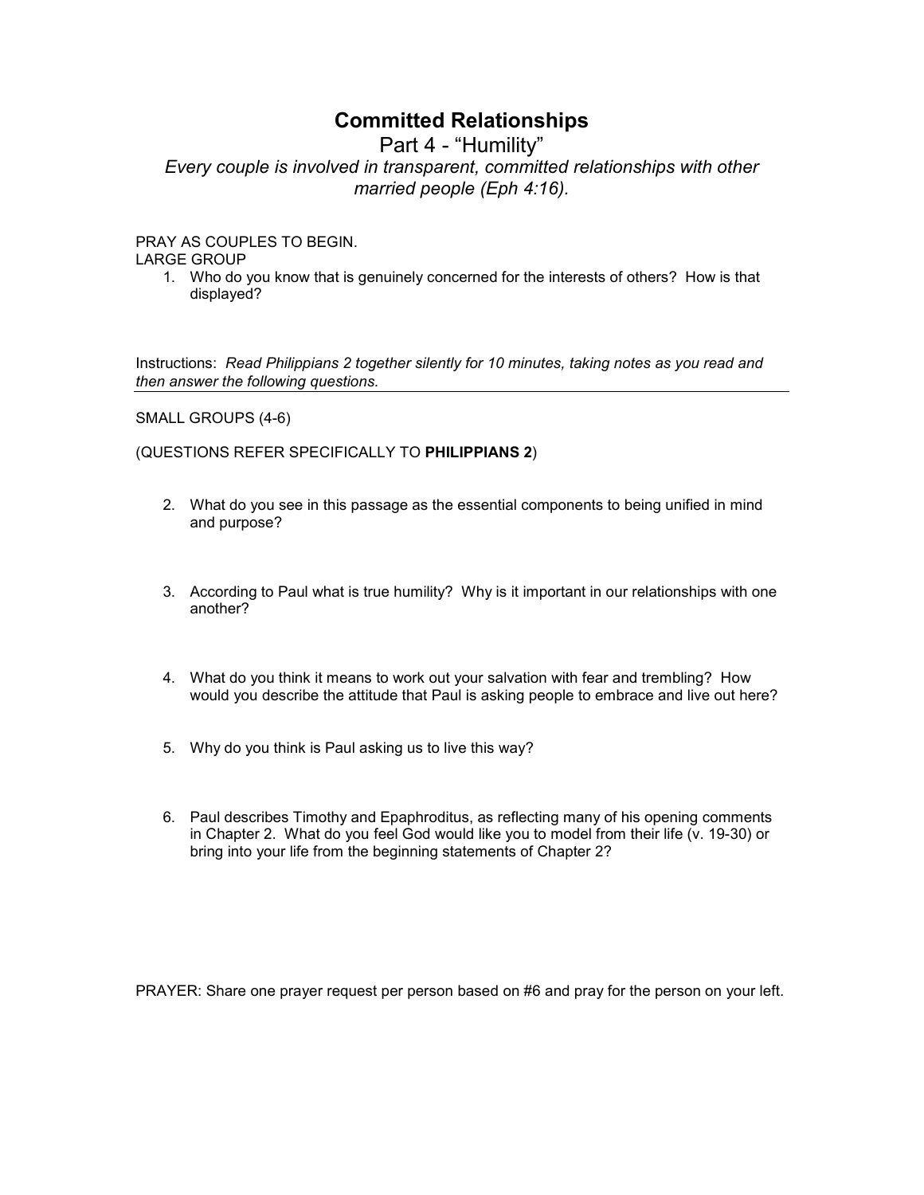# Committed Relationships

## Part 4 - "Humility"

*Every couple is involved in transparent, committed relationships with other married people (Eph 4:16).*

PRAY AS COUPLES TO BEGIN.
LARGE GROUP

1. Who do you know that is genuinely concerned for the interests of others? How is that displayed?

Instructions: *Read Philippians 2 together silently for 10 minutes, taking notes as you read and then answer the following questions.*

---

SMALL GROUPS (4-6)

(QUESTIONS REFER SPECIFICALLY TO **PHILIPPIANS 2**)

2. What do you see in this passage as the essential components to being unified in mind and purpose?

3. According to Paul what is true humility? Why is it important in our relationships with one another?

4. What do you think it means to work out your salvation with fear and trembling? How would you describe the attitude that Paul is asking people to embrace and live out here?

5. Why do you think is Paul asking us to live this way?

6. Paul describes Timothy and Epaphroditus, as reflecting many of his opening comments in Chapter 2. What do you feel God would like you to model from their life (v. 19-30) or bring into your life from the beginning statements of Chapter 2?

PRAYER: Share one prayer request per person based on #6 and pray for the person on your left.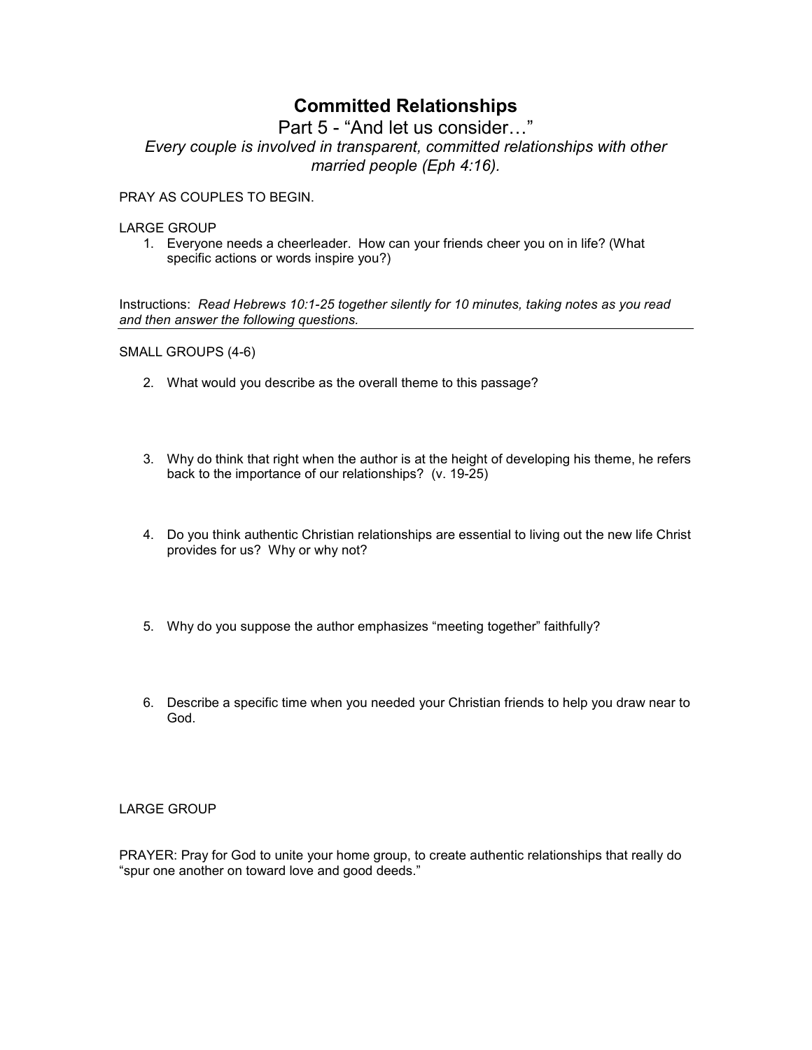# Committed Relationships

## Part 5 - "And let us consider…"

*Every couple is involved in transparent, committed relationships with other married people (Eph 4:16).*

PRAY AS COUPLES TO BEGIN.

LARGE GROUP

1. Everyone needs a cheerleader. How can your friends cheer you on in life? (What specific actions or words inspire you?)

Instructions: *Read Hebrews 10:1-25 together silently for 10 minutes, taking notes as you read and then answer the following questions.*

---

SMALL GROUPS (4-6)

2. What would you describe as the overall theme to this passage?

3. Why do think that right when the author is at the height of developing his theme, he refers back to the importance of our relationships? (v. 19-25)

4. Do you think authentic Christian relationships are essential to living out the new life Christ provides for us? Why or why not?

5. Why do you suppose the author emphasizes "meeting together" faithfully?

6. Describe a specific time when you needed your Christian friends to help you draw near to God.

LARGE GROUP

PRAYER: Pray for God to unite your home group, to create authentic relationships that really do "spur one another on toward love and good deeds."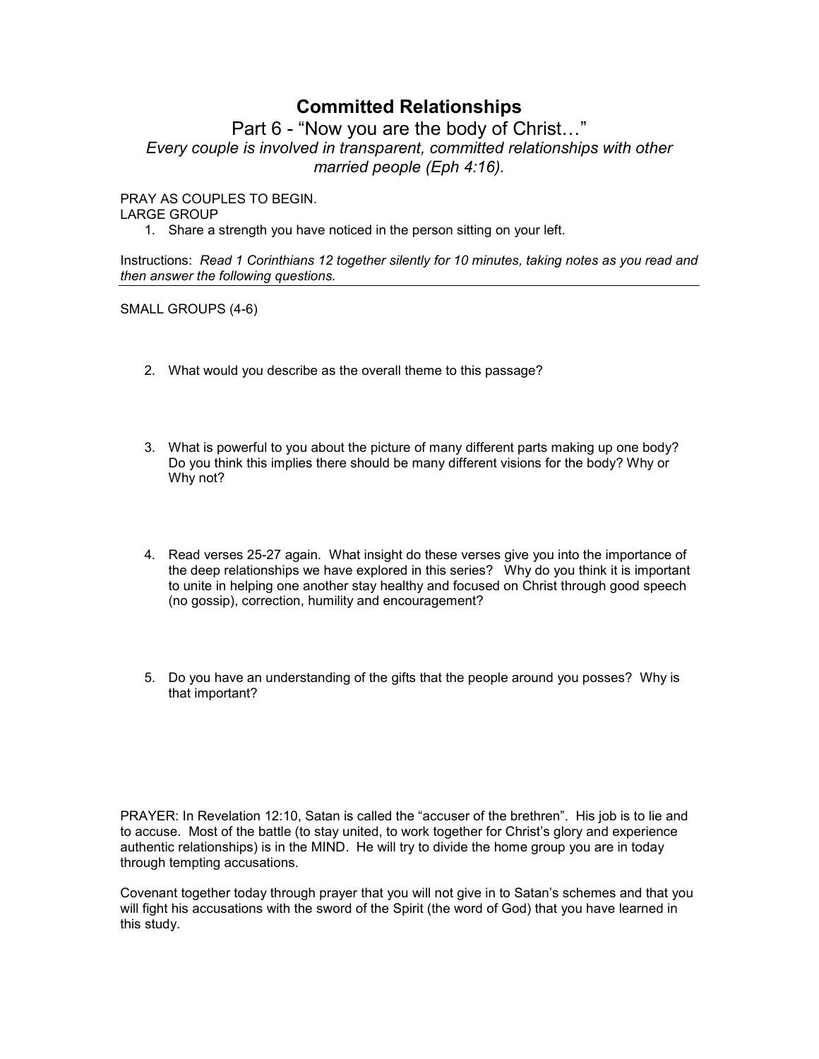# Committed Relationships

## Part 6 - "Now you are the body of Christ…"

*Every couple is involved in transparent, committed relationships with other married people (Eph 4:16).*

PRAY AS COUPLES TO BEGIN.
LARGE GROUP

1. Share a strength you have noticed in the person sitting on your left.

Instructions: *Read 1 Corinthians 12 together silently for 10 minutes, taking notes as you read and then answer the following questions.*

---

SMALL GROUPS (4-6)

2. What would you describe as the overall theme to this passage?

3. What is powerful to you about the picture of many different parts making up one body? Do you think this implies there should be many different visions for the body? Why or Why not?

4. Read verses 25-27 again. What insight do these verses give you into the importance of the deep relationships we have explored in this series? Why do you think it is important to unite in helping one another stay healthy and focused on Christ through good speech (no gossip), correction, humility and encouragement?

5. Do you have an understanding of the gifts that the people around you posses? Why is that important?

PRAYER: In Revelation 12:10, Satan is called the "accuser of the brethren". His job is to lie and to accuse. Most of the battle (to stay united, to work together for Christ's glory and experience authentic relationships) is in the MIND. He will try to divide the home group you are in today through tempting accusations.

Covenant together today through prayer that you will not give in to Satan's schemes and that you will fight his accusations with the sword of the Spirit (the word of God) that you have learned in this study.